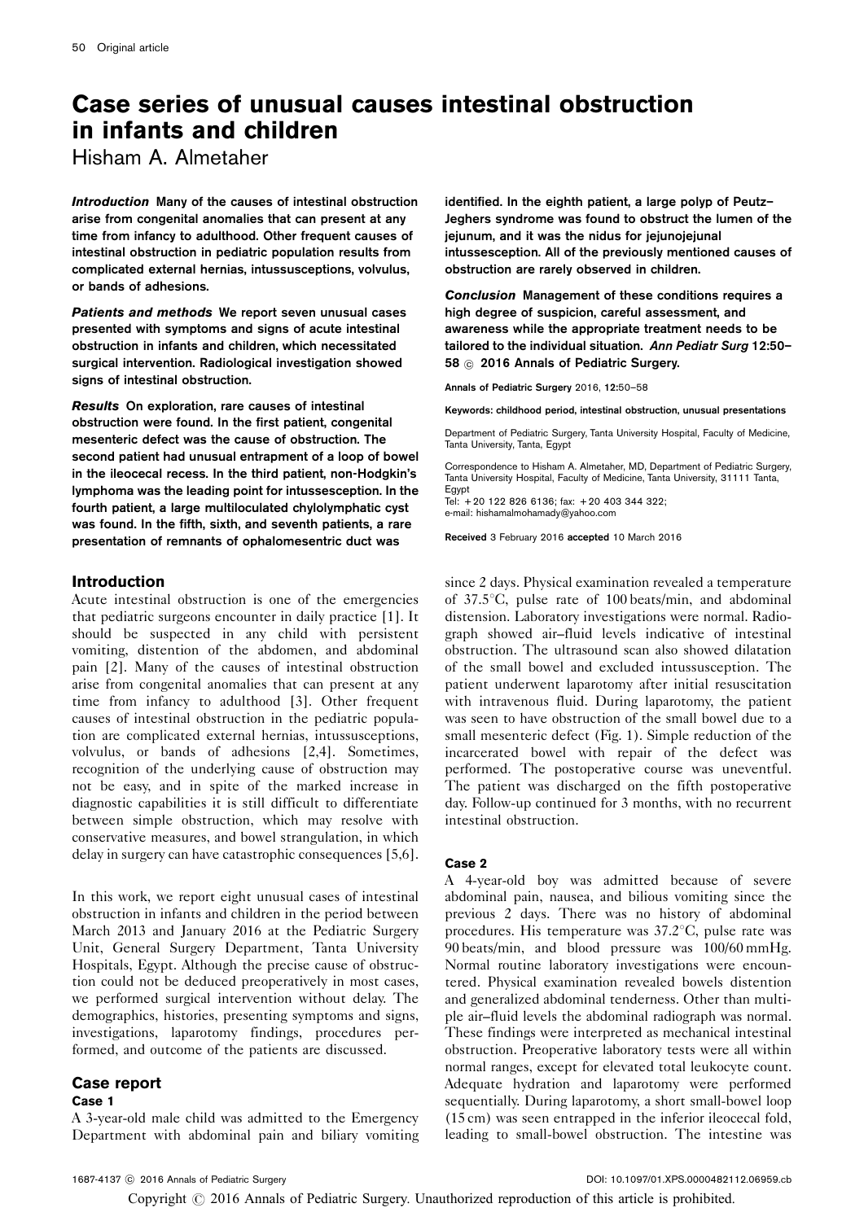# Case series of unusual causes intestinal obstruction in infants and children

Hisham A. Almetaher

***Introduction*** **Many of the causes of intestinal obstruction arise from congenital anomalies that can present at any time from infancy to adulthood. Other frequent causes of intestinal obstruction in pediatric population results from complicated external hernias, intussusceptions, volvulus, or bands of adhesions.**

***Patients and methods*** **We report seven unusual cases presented with symptoms and signs of acute intestinal obstruction in infants and children, which necessitated surgical intervention. Radiological investigation showed signs of intestinal obstruction.**

***Results*** **On exploration, rare causes of intestinal obstruction were found. In the first patient, congenital mesenteric defect was the cause of obstruction. The second patient had unusual entrapment of a loop of bowel in the ileocecal recess. In the third patient, non-Hodgkin's lymphoma was the leading point for intussesception. In the fourth patient, a large multiloculated chylolymphatic cyst was found. In the fifth, sixth, and seventh patients, a rare presentation of remnants of ophalomesentric duct was identified. In the eighth patient, a large polyp of Peutz–Jeghers syndrome was found to obstruct the lumen of the jejunum, and it was the nidus for jejunojejunal intussesception. All of the previously mentioned causes of obstruction are rarely observed in children.**

***Conclusion*** **Management of these conditions requires a high degree of suspicion, careful assessment, and awareness while the appropriate treatment needs to be tailored to the individual situation.** ***Ann Pediatr Surg*** **12:50–58 © 2016 Annals of Pediatric Surgery.**

Annals of Pediatric Surgery 2016, 12:50–58

Keywords: childhood period, intestinal obstruction, unusual presentations

Department of Pediatric Surgery, Tanta University Hospital, Faculty of Medicine, Tanta University, Tanta, Egypt

Correspondence to Hisham A. Almetaher, MD, Department of Pediatric Surgery, Tanta University Hospital, Faculty of Medicine, Tanta University, 31111 Tanta, Egypt
Tel: +20 122 826 6136; fax: +20 403 344 322;
e-mail: hishamalmohamady@yahoo.com

Received 3 February 2016 accepted 10 March 2016

## Introduction

Acute intestinal obstruction is one of the emergencies that pediatric surgeons encounter in daily practice [1]. It should be suspected in any child with persistent vomiting, distention of the abdomen, and abdominal pain [2]. Many of the causes of intestinal obstruction arise from congenital anomalies that can present at any time from infancy to adulthood [3]. Other frequent causes of intestinal obstruction in the pediatric population are complicated external hernias, intussusceptions, volvulus, or bands of adhesions [2,4]. Sometimes, recognition of the underlying cause of obstruction may not be easy, and in spite of the marked increase in diagnostic capabilities it is still difficult to differentiate between simple obstruction, which may resolve with conservative measures, and bowel strangulation, in which delay in surgery can have catastrophic consequences [5,6].

In this work, we report eight unusual cases of intestinal obstruction in infants and children in the period between March 2013 and January 2016 at the Pediatric Surgery Unit, General Surgery Department, Tanta University Hospitals, Egypt. Although the precise cause of obstruction could not be deduced preoperatively in most cases, we performed surgical intervention without delay. The demographics, histories, presenting symptoms and signs, investigations, laparotomy findings, procedures performed, and outcome of the patients are discussed.

## Case report

### Case 1

A 3-year-old male child was admitted to the Emergency Department with abdominal pain and biliary vomiting since 2 days. Physical examination revealed a temperature of 37.5°C, pulse rate of 100 beats/min, and abdominal distension. Laboratory investigations were normal. Radiograph showed air–fluid levels indicative of intestinal obstruction. The ultrasound scan also showed dilatation of the small bowel and excluded intussusception. The patient underwent laparotomy after initial resuscitation with intravenous fluid. During laparotomy, the patient was seen to have obstruction of the small bowel due to a small mesenteric defect (Fig. 1). Simple reduction of the incarcerated bowel with repair of the defect was performed. The postoperative course was uneventful. The patient was discharged on the fifth postoperative day. Follow-up continued for 3 months, with no recurrent intestinal obstruction.

### Case 2

A 4-year-old boy was admitted because of severe abdominal pain, nausea, and bilious vomiting since the previous 2 days. There was no history of abdominal procedures. His temperature was 37.2°C, pulse rate was 90 beats/min, and blood pressure was 100/60 mmHg. Normal routine laboratory investigations were encountered. Physical examination revealed bowels distention and generalized abdominal tenderness. Other than multiple air–fluid levels the abdominal radiograph was normal. These findings were interpreted as mechanical intestinal obstruction. Preoperative laboratory tests were all within normal ranges, except for elevated total leukocyte count. Adequate hydration and laparotomy were performed sequentially. During laparotomy, a short small-bowel loop (15 cm) was seen entrapped in the inferior ileocecal fold, leading to small-bowel obstruction. The intestine was

1687-4137 © 2016 Annals of Pediatric Surgery DOI: 10.1097/01.XPS.0000482112.06959.cb

Copyright © 2016 Annals of Pediatric Surgery. Unauthorized reproduction of this article is prohibited.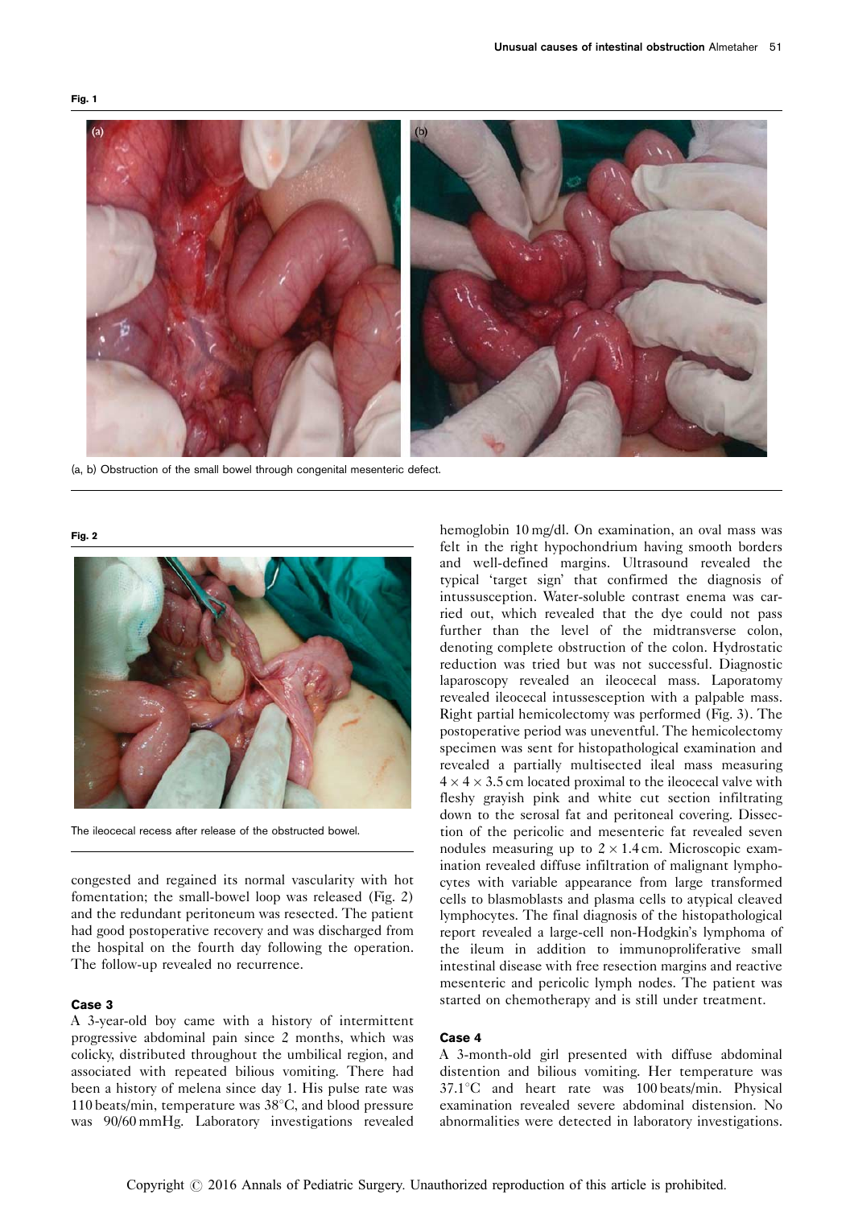**Fig. 1**

(a, b) Obstruction of the small bowel through congenital mesenteric defect.

**Fig. 2**

The ileocecal recess after release of the obstructed bowel.

congested and regained its normal vascularity with hot fomentation; the small-bowel loop was released (Fig. 2) and the redundant peritoneum was resected. The patient had good postoperative recovery and was discharged from the hospital on the fourth day following the operation. The follow-up revealed no recurrence.

### Case 3

A 3-year-old boy came with a history of intermittent progressive abdominal pain since 2 months, which was colicky, distributed throughout the umbilical region, and associated with repeated bilious vomiting. There had been a history of melena since day 1. His pulse rate was 110 beats/min, temperature was 38°C, and blood pressure was 90/60 mmHg. Laboratory investigations revealed hemoglobin 10 mg/dl. On examination, an oval mass was felt in the right hypochondrium having smooth borders and well-defined margins. Ultrasound revealed the typical 'target sign' that confirmed the diagnosis of intussusception. Water-soluble contrast enema was carried out, which revealed that the dye could not pass further than the level of the midtransverse colon, denoting complete obstruction of the colon. Hydrostatic reduction was tried but was not successful. Diagnostic laparoscopy revealed an ileocecal mass. Laparotomy revealed ileocecal intussesception with a palpable mass. Right partial hemicolectomy was performed (Fig. 3). The postoperative period was uneventful. The hemicolectomy specimen was sent for histopathological examination and revealed a partially multisected ileal mass measuring $4 \times 4 \times 3.5$ cm located proximal to the ileocecal valve with fleshy grayish pink and white cut section infiltrating down to the serosal fat and peritoneal covering. Dissection of the pericolic and mesenteric fat revealed seven nodules measuring up to $2 \times 1.4$ cm. Microscopic examination revealed diffuse infiltration of malignant lymphocytes with variable appearance from large transformed cells to blasmoblasts and plasma cells to atypical cleaved lymphocytes. The final diagnosis of the histopathological report revealed a large-cell non-Hodgkin's lymphoma of the ileum in addition to immunoproliferative small intestinal disease with free resection margins and reactive mesenteric and pericolic lymph nodes. The patient was started on chemotherapy and is still under treatment.

### Case 4

A 3-month-old girl presented with diffuse abdominal distention and bilious vomiting. Her temperature was 37.1°C and heart rate was 100 beats/min. Physical examination revealed severe abdominal distension. No abnormalities were detected in laboratory investigations.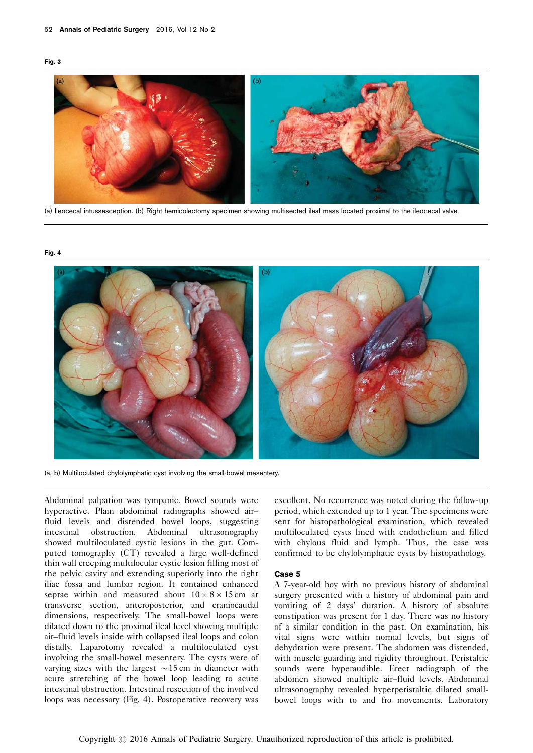Fig. 3

(a) Ileocecal intussusception. (b) Right hemicolectomy specimen showing multisected ileal mass located proximal to the ileocecal valve.

Fig. 4

(a, b) Multiloculated chylolymphatic cyst involving the small-bowel mesentery.

Abdominal palpation was tympanic. Bowel sounds were hyperactive. Plain abdominal radiographs showed air–fluid levels and distended bowel loops, suggesting intestinal obstruction. Abdominal ultrasonography showed multiloculated cystic lesions in the gut. Computed tomography (CT) revealed a large well-defined thin wall creeping multilocular cystic lesion filling most of the pelvic cavity and extending superiorly into the right iliac fossa and lumbar region. It contained enhanced septae within and measured about $10 \times 8 \times 15$ cm at transverse section, anteroposterior, and craniocaudal dimensions, respectively. The small-bowel loops were dilated down to the proximal ileal level showing multiple air–fluid levels inside with collapsed ileal loops and colon distally. Laparotomy revealed a multiloculated cyst involving the small-bowel mesentery. The cysts were of varying sizes with the largest $\sim$15 cm in diameter with acute stretching of the bowel loop leading to acute intestinal obstruction. Intestinal resection of the involved loops was necessary (Fig. 4). Postoperative recovery was excellent. No recurrence was noted during the follow-up period, which extended up to 1 year. The specimens were sent for histopathological examination, which revealed multiloculated cysts lined with endothelium and filled with chylous fluid and lymph. Thus, the case was confirmed to be chylolymphatic cysts by histopathology.

### Case 5

A 7-year-old boy with no previous history of abdominal surgery presented with a history of abdominal pain and vomiting of 2 days' duration. A history of absolute constipation was present for 1 day. There was no history of a similar condition in the past. On examination, his vital signs were within normal levels, but signs of dehydration were present. The abdomen was distended, with muscle guarding and rigidity throughout. Peristaltic sounds were hyperaudible. Erect radiograph of the abdomen showed multiple air–fluid levels. Abdominal ultrasonography revealed hyperperistaltic dilated small-bowel loops with to and fro movements. Laboratory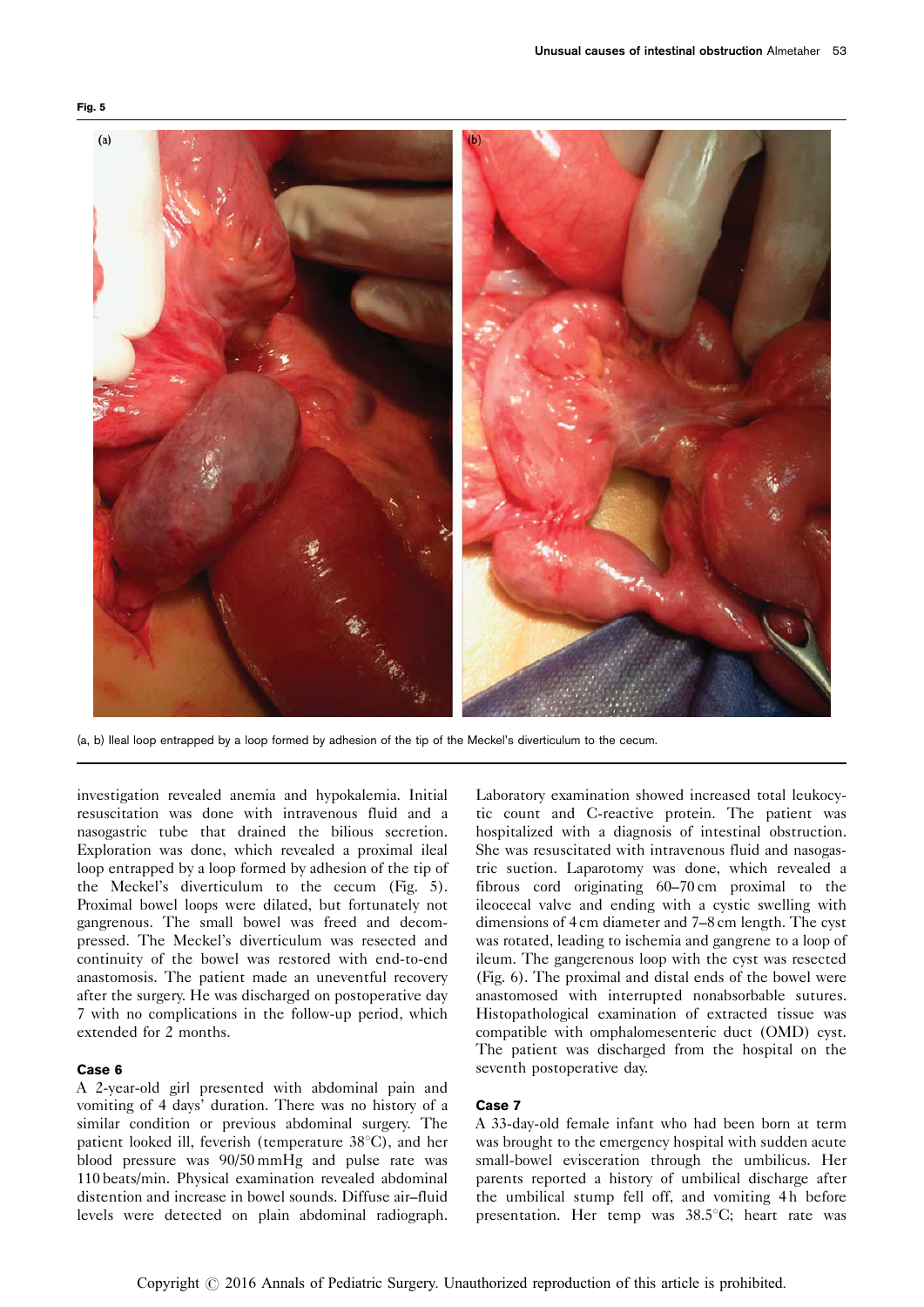Fig. 5

(a, b) Ileal loop entrapped by a loop formed by adhesion of the tip of the Meckel's diverticulum to the cecum.

investigation revealed anemia and hypokalemia. Initial resuscitation was done with intravenous fluid and a nasogastric tube that drained the bilious secretion. Exploration was done, which revealed a proximal ileal loop entrapped by a loop formed by adhesion of the tip of the Meckel's diverticulum to the cecum (Fig. 5). Proximal bowel loops were dilated, but fortunately not gangrenous. The small bowel was freed and decompressed. The Meckel's diverticulum was resected and continuity of the bowel was restored with end-to-end anastomosis. The patient made an uneventful recovery after the surgery. He was discharged on postoperative day 7 with no complications in the follow-up period, which extended for 2 months.

#### Case 6

A 2-year-old girl presented with abdominal pain and vomiting of 4 days' duration. There was no history of a similar condition or previous abdominal surgery. The patient looked ill, feverish (temperature 38°C), and her blood pressure was 90/50 mmHg and pulse rate was 110 beats/min. Physical examination revealed abdominal distention and increase in bowel sounds. Diffuse air–fluid levels were detected on plain abdominal radiograph. Laboratory examination showed increased total leukocytic count and C-reactive protein. The patient was hospitalized with a diagnosis of intestinal obstruction. She was resuscitated with intravenous fluid and nasogastric suction. Laparotomy was done, which revealed a fibrous cord originating 60–70 cm proximal to the ileocecal valve and ending with a cystic swelling with dimensions of 4 cm diameter and 7–8 cm length. The cyst was rotated, leading to ischemia and gangrene to a loop of ileum. The gangrenous loop with the cyst was resected (Fig. 6). The proximal and distal ends of the bowel were anastomosed with interrupted nonabsorbable sutures. Histopathological examination of extracted tissue was compatible with omphalomesenteric duct (OMD) cyst. The patient was discharged from the hospital on the seventh postoperative day.

#### Case 7

A 33-day-old female infant who had been born at term was brought to the emergency hospital with sudden acute small-bowel evisceration through the umbilicus. Her parents reported a history of umbilical discharge after the umbilical stump fell off, and vomiting 4 h before presentation. Her temp was 38.5°C; heart rate was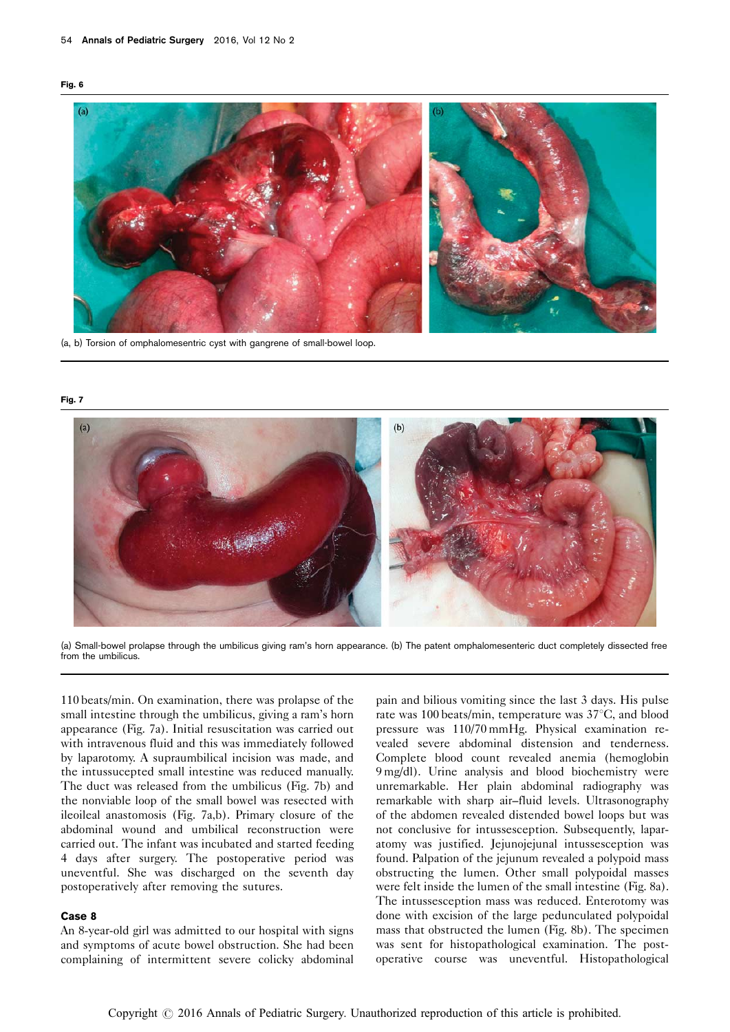**Fig. 6**

(a, b) Torsion of omphalomesentric cyst with gangrene of small-bowel loop.

**Fig. 7**

(a) Small-bowel prolapse through the umbilicus giving ram's horn appearance. (b) The patent omphalomesenteric duct completely dissected free from the umbilicus.

110 beats/min. On examination, there was prolapse of the small intestine through the umbilicus, giving a ram's horn appearance (Fig. 7a). Initial resuscitation was carried out with intravenous fluid and this was immediately followed by laparotomy. A supraumbilical incision was made, and the intussucepted small intestine was reduced manually. The duct was released from the umbilicus (Fig. 7b) and the nonviable loop of the small bowel was resected with ileoileal anastomosis (Fig. 7a,b). Primary closure of the abdominal wound and umbilical reconstruction were carried out. The infant was incubated and started feeding 4 days after surgery. The postoperative period was uneventful. She was discharged on the seventh day postoperatively after removing the sutures.

### Case 8

An 8-year-old girl was admitted to our hospital with signs and symptoms of acute bowel obstruction. She had been complaining of intermittent severe colicky abdominal pain and bilious vomiting since the last 3 days. His pulse rate was 100 beats/min, temperature was 37°C, and blood pressure was 110/70 mmHg. Physical examination revealed severe abdominal distension and tenderness. Complete blood count revealed anemia (hemoglobin 9 mg/dl). Urine analysis and blood biochemistry were unremarkable. Her plain abdominal radiography was remarkable with sharp air–fluid levels. Ultrasonography of the abdomen revealed distended bowel loops but was not conclusive for intussesception. Subsequently, laparatomy was justified. Jejunojejunal intussesception was found. Palpation of the jejunum revealed a polypoid mass obstructing the lumen. Other small polypoidal masses were felt inside the lumen of the small intestine (Fig. 8a). The intussesception mass was reduced. Enterotomy was done with excision of the large pedunculated polypoidal mass that obstructed the lumen (Fig. 8b). The specimen was sent for histopathological examination. The postoperative course was uneventful. Histopathological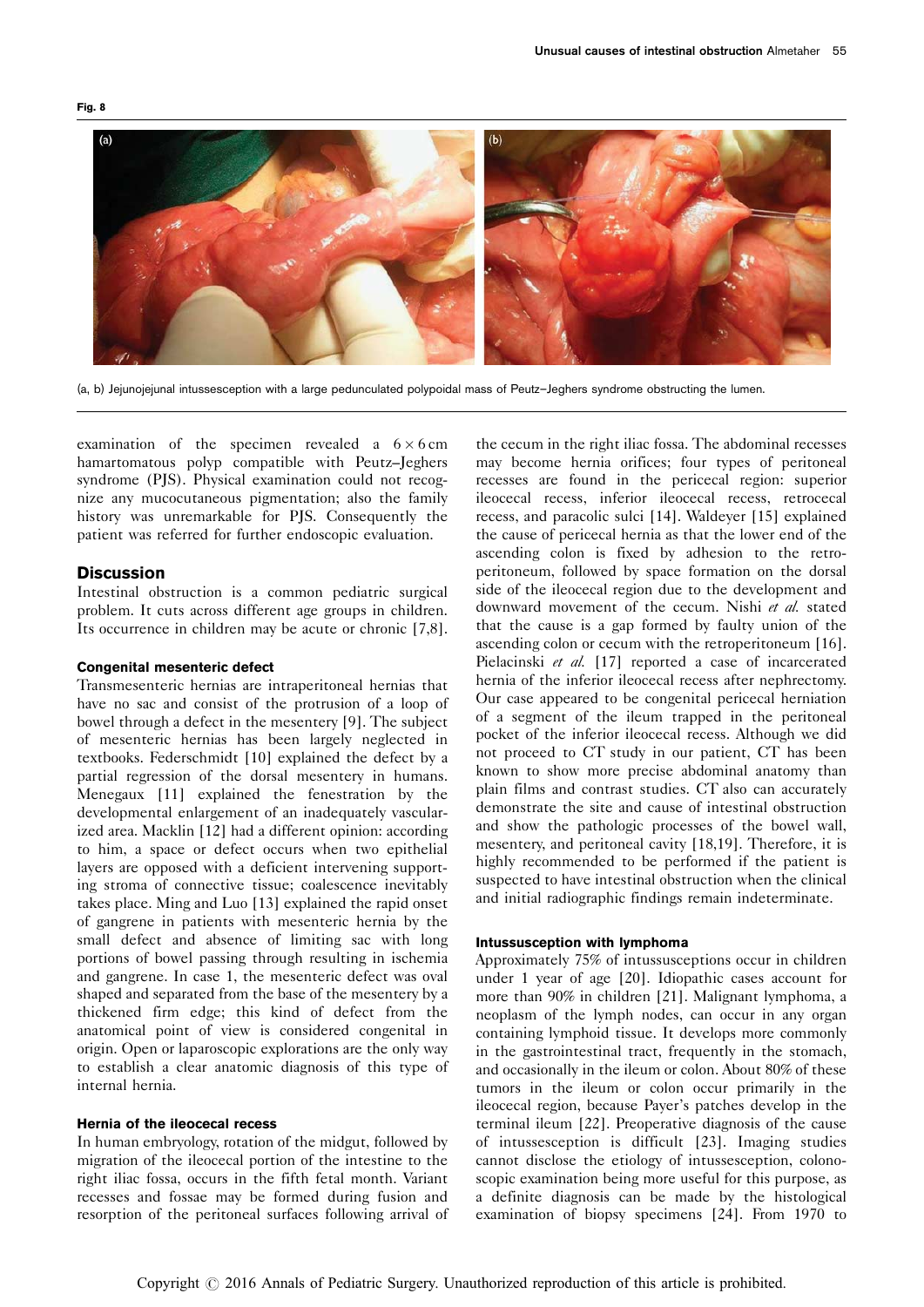Fig. 8

(a, b) Jejunojejunal intussesception with a large pedunculated polypoidal mass of Peutz–Jeghers syndrome obstructing the lumen.

examination of the specimen revealed a 6 × 6 cm hamartomatous polyp compatible with Peutz–Jeghers syndrome (PJS). Physical examination could not recognize any mucocutaneous pigmentation; also the family history was unremarkable for PJS. Consequently the patient was referred for further endoscopic evaluation.

## Discussion

Intestinal obstruction is a common pediatric surgical problem. It cuts across different age groups in children. Its occurrence in children may be acute or chronic [7,8].

### Congenital mesenteric defect

Transmesenteric hernias are intraperitoneal hernias that have no sac and consist of the protrusion of a loop of bowel through a defect in the mesentery [9]. The subject of mesenteric hernias has been largely neglected in textbooks. Federschmidt [10] explained the defect by a partial regression of the dorsal mesentery in humans. Menegaux [11] explained the fenestration by the developmental enlargement of an inadequately vascularized area. Macklin [12] had a different opinion: according to him, a space or defect occurs when two epithelial layers are opposed with a deficient intervening supporting stroma of connective tissue; coalescence inevitably takes place. Ming and Luo [13] explained the rapid onset of gangrene in patients with mesenteric hernia by the small defect and absence of limiting sac with long portions of bowel passing through resulting in ischemia and gangrene. In case 1, the mesenteric defect was oval shaped and separated from the base of the mesentery by a thickened firm edge; this kind of defect from the anatomical point of view is considered congenital in origin. Open or laparoscopic explorations are the only way to establish a clear anatomic diagnosis of this type of internal hernia.

### Hernia of the ileocecal recess

In human embryology, rotation of the midgut, followed by migration of the ileocecal portion of the intestine to the right iliac fossa, occurs in the fifth fetal month. Variant recesses and fossae may be formed during fusion and resorption of the peritoneal surfaces following arrival of the cecum in the right iliac fossa. The abdominal recesses may become hernia orifices; four types of peritoneal recesses are found in the pericecal region: superior ileocecal recess, inferior ileocecal recess, retrocecal recess, and paracolic sulci [14]. Waldeyer [15] explained the cause of pericecal hernia as that the lower end of the ascending colon is fixed by adhesion to the retroperitoneum, followed by space formation on the dorsal side of the ileocecal region due to the development and downward movement of the cecum. Nishi *et al.* stated that the cause is a gap formed by faulty union of the ascending colon or cecum with the retroperitoneum [16]. Pielacinski *et al.* [17] reported a case of incarcerated hernia of the inferior ileocecal recess after nephrectomy. Our case appeared to be congenital pericecal herniation of a segment of the ileum trapped in the peritoneal pocket of the inferior ileocecal recess. Although we did not proceed to CT study in our patient, CT has been known to show more precise abdominal anatomy than plain films and contrast studies. CT also can accurately demonstrate the site and cause of intestinal obstruction and show the pathologic processes of the bowel wall, mesentery, and peritoneal cavity [18,19]. Therefore, it is highly recommended to be performed if the patient is suspected to have intestinal obstruction when the clinical and initial radiographic findings remain indeterminate.

### Intussusception with lymphoma

Approximately 75% of intussusceptions occur in children under 1 year of age [20]. Idiopathic cases account for more than 90% in children [21]. Malignant lymphoma, a neoplasm of the lymph nodes, can occur in any organ containing lymphoid tissue. It develops more commonly in the gastrointestinal tract, frequently in the stomach, and occasionally in the ileum or colon. About 80% of these tumors in the ileum or colon occur primarily in the ileocecal region, because Payer's patches develop in the terminal ileum [22]. Preoperative diagnosis of the cause of intussesception is difficult [23]. Imaging studies cannot disclose the etiology of intussesception, colonoscopic examination being more useful for this purpose, as a definite diagnosis can be made by the histological examination of biopsy specimens [24]. From 1970 to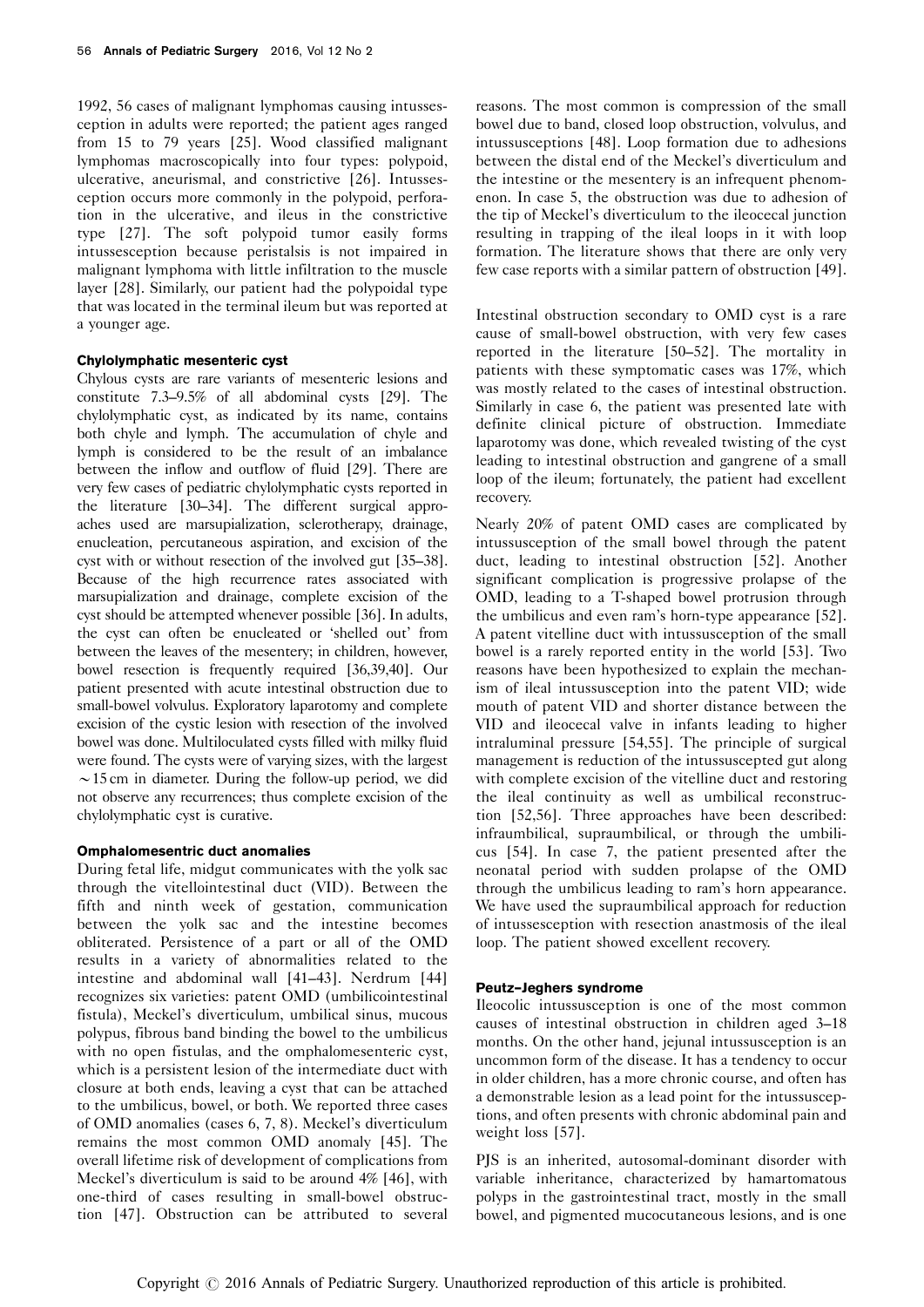1992, 56 cases of malignant lymphomas causing intussesception in adults were reported; the patient ages ranged from 15 to 79 years [25]. Wood classified malignant lymphomas macroscopically into four types: polypoid, ulcerative, aneurismal, and constrictive [26]. Intussesception occurs more commonly in the polypoid, perforation in the ulcerative, and ileus in the constrictive type [27]. The soft polypoid tumor easily forms intussesception because peristalsis is not impaired in malignant lymphoma with little infiltration to the muscle layer [28]. Similarly, our patient had the polypoidal type that was located in the terminal ileum but was reported at a younger age.

#### Chylolymphatic mesenteric cyst

Chylous cysts are rare variants of mesenteric lesions and constitute 7.3–9.5% of all abdominal cysts [29]. The chylolymphatic cyst, as indicated by its name, contains both chyle and lymph. The accumulation of chyle and lymph is considered to be the result of an imbalance between the inflow and outflow of fluid [29]. There are very few cases of pediatric chylolymphatic cysts reported in the literature [30–34]. The different surgical approaches used are marsupialization, sclerotherapy, drainage, enucleation, percutaneous aspiration, and excision of the cyst with or without resection of the involved gut [35–38]. Because of the high recurrence rates associated with marsupialization and drainage, complete excision of the cyst should be attempted whenever possible [36]. In adults, the cyst can often be enucleated or 'shelled out' from between the leaves of the mesentery; in children, however, bowel resection is frequently required [36,39,40]. Our patient presented with acute intestinal obstruction due to small-bowel volvulus. Exploratory laparotomy and complete excision of the cystic lesion with resection of the involved bowel was done. Multiloculated cysts filled with milky fluid were found. The cysts were of varying sizes, with the largest ~15 cm in diameter. During the follow-up period, we did not observe any recurrences; thus complete excision of the chylolymphatic cyst is curative.

#### Omphalomesentric duct anomalies

During fetal life, midgut communicates with the yolk sac through the vitellointestinal duct (VID). Between the fifth and ninth week of gestation, communication between the yolk sac and the intestine becomes obliterated. Persistence of a part or all of the OMD results in a variety of abnormalities related to the intestine and abdominal wall [41–43]. Nerdrum [44] recognizes six varieties: patent OMD (umbilicointestinal fistula), Meckel's diverticulum, umbilical sinus, mucous polypus, fibrous band binding the bowel to the umbilicus with no open fistulas, and the omphalomesenteric cyst, which is a persistent lesion of the intermediate duct with closure at both ends, leaving a cyst that can be attached to the umbilicus, bowel, or both. We reported three cases of OMD anomalies (cases 6, 7, 8). Meckel's diverticulum remains the most common OMD anomaly [45]. The overall lifetime risk of development of complications from Meckel's diverticulum is said to be around 4% [46], with one-third of cases resulting in small-bowel obstruction [47]. Obstruction can be attributed to several reasons. The most common is compression of the small bowel due to band, closed loop obstruction, volvulus, and intussusceptions [48]. Loop formation due to adhesions between the distal end of the Meckel's diverticulum and the intestine or the mesentery is an infrequent phenomenon. In case 5, the obstruction was due to adhesion of the tip of Meckel's diverticulum to the ileocecal junction resulting in trapping of the ileal loops in it with loop formation. The literature shows that there are only very few case reports with a similar pattern of obstruction [49].

Intestinal obstruction secondary to OMD cyst is a rare cause of small-bowel obstruction, with very few cases reported in the literature [50–52]. The mortality in patients with these symptomatic cases was 17%, which was mostly related to the cases of intestinal obstruction. Similarly in case 6, the patient was presented late with definite clinical picture of obstruction. Immediate laparotomy was done, which revealed twisting of the cyst leading to intestinal obstruction and gangrene of a small loop of the ileum; fortunately, the patient had excellent recovery.

Nearly 20% of patent OMD cases are complicated by intussusception of the small bowel through the patent duct, leading to intestinal obstruction [52]. Another significant complication is progressive prolapse of the OMD, leading to a T-shaped bowel protrusion through the umbilicus and even ram's horn-type appearance [52]. A patent vitelline duct with intussusception of the small bowel is a rarely reported entity in the world [53]. Two reasons have been hypothesized to explain the mechanism of ileal intussusception into the patent VID; wide mouth of patent VID and shorter distance between the VID and ileocecal valve in infants leading to higher intraluminal pressure [54,55]. The principle of surgical management is reduction of the intussuscepted gut along with complete excision of the vitelline duct and restoring the ileal continuity as well as umbilical reconstruction [52,56]. Three approaches have been described: infraumbilical, supraumbilical, or through the umbilicus [54]. In case 7, the patient presented after the neonatal period with sudden prolapse of the OMD through the umbilicus leading to ram's horn appearance. We have used the supraumbilical approach for reduction of intussesception with resection anastmosis of the ileal loop. The patient showed excellent recovery.

#### Peutz–Jeghers syndrome

Ileocolic intussusception is one of the most common causes of intestinal obstruction in children aged 3–18 months. On the other hand, jejunal intussusception is an uncommon form of the disease. It has a tendency to occur in older children, has a more chronic course, and often has a demonstrable lesion as a lead point for the intussusceptions, and often presents with chronic abdominal pain and weight loss [57].

PJS is an inherited, autosomal-dominant disorder with variable inheritance, characterized by hamartomatous polyps in the gastrointestinal tract, mostly in the small bowel, and pigmented mucocutaneous lesions, and is one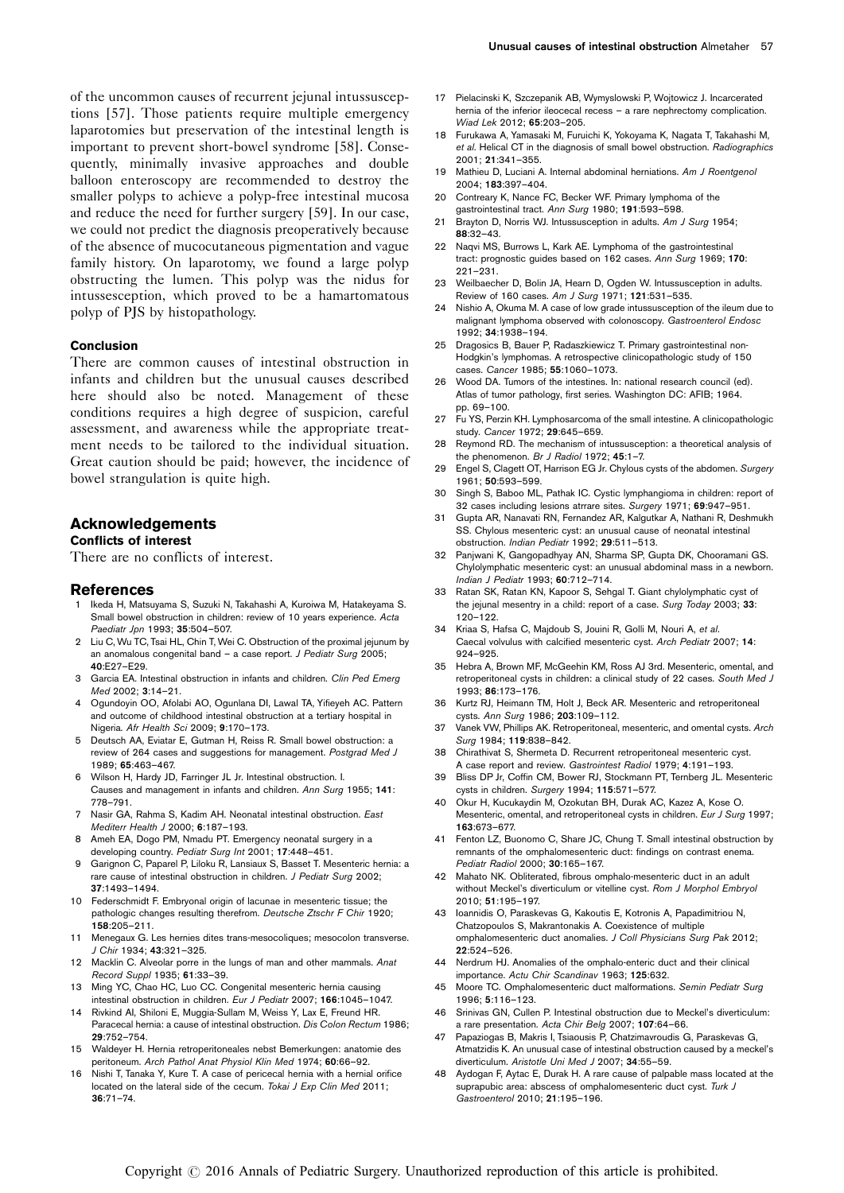of the uncommon causes of recurrent jejunal intussusceptions [57]. Those patients require multiple emergency laparotomies but preservation of the intestinal length is important to prevent short-bowel syndrome [58]. Consequently, minimally invasive approaches and double balloon enteroscopy are recommended to destroy the smaller polyps to achieve a polyp-free intestinal mucosa and reduce the need for further surgery [59]. In our case, we could not predict the diagnosis preoperatively because of the absence of mucocutaneous pigmentation and vague family history. On laparotomy, we found a large polyp obstructing the lumen. This polyp was the nidus for intussesception, which proved to be a hamartomatous polyp of PJS by histopathology.

## Conclusion

There are common causes of intestinal obstruction in infants and children but the unusual causes described here should also be noted. Management of these conditions requires a high degree of suspicion, careful assessment, and awareness while the appropriate treatment needs to be tailored to the individual situation. Great caution should be paid; however, the incidence of bowel strangulation is quite high.

## Acknowledgements

### Conflicts of interest

There are no conflicts of interest.

## References

1. Ikeda H, Matsuyama S, Suzuki N, Takahashi A, Kuroiwa M, Hatakeyama S. Small bowel obstruction in children: review of 10 years experience. *Acta Paediatr Jpn* 1993; **35**:504–507.
2. Liu C, Wu TC, Tsai HL, Chin T, Wei C. Obstruction of the proximal jejunum by an anomalous congenital band – a case report. *J Pediatr Surg* 2005; **40**:E27–E29.
3. Garcia EA. Intestinal obstruction in infants and children. *Clin Ped Emerg Med* 2002; **3**:14–21.
4. Ogundoyin OO, Afolabi AO, Ogunlana DI, Lawal TA, Yifieyeh AC. Pattern and outcome of childhood intestinal obstruction at a tertiary hospital in Nigeria. *Afr Health Sci* 2009; **9**:170–173.
5. Deutsch AA, Eviatar E, Gutman H, Reiss R. Small bowel obstruction: a review of 264 cases and suggestions for management. *Postgrad Med J* 1989; **65**:463–467.
6. Wilson H, Hardy JD, Farringer JL Jr. Intestinal obstruction. I. Causes and management in infants and children. *Ann Surg* 1955; **141**: 778–791.
7. Nasir GA, Rahma S, Kadim AH. Neonatal intestinal obstruction. *East Mediterr Health J* 2000; **6**:187–193.
8. Ameh EA, Dogo PM, Nmadu PT. Emergency neonatal surgery in a developing country. *Pediatr Surg Int* 2001; **17**:448–451.
9. Garignon C, Paparel P, Liloku R, Lansiaux S, Basset T. Mesenteric hernia: a rare cause of intestinal obstruction in children. *J Pediatr Surg* 2002; **37**:1493–1494.
10. Federschmidt F. Embryonal origin of lacunae in mesenteric tissue; the pathologic changes resulting therefrom. *Deutsche Ztschr F Chir* 1920; **158**:205–211.
11. Menegaux G. Les hernies dites trans-mesocoliques; mesocolon transverse. *J Chir* 1934; **43**:321–325.
12. Macklin C. Alveolar porre in the lungs of man and other mammals. *Anat Record Suppl* 1935; **61**:33–39.
13. Ming YC, Chao HC, Luo CC. Congenital mesenteric hernia causing intestinal obstruction in children. *Eur J Pediatr* 2007; **166**:1045–1047.
14. Rivkind AI, Shiloni E, Muggia-Sullam M, Weiss Y, Lax E, Freund HR. Paracecal hernia: a cause of intestinal obstruction. *Dis Colon Rectum* 1986; **29**:752–754.
15. Waldeyer H. Hernia retroperitoneales nebst Bemerkungen: anatomie des peritoneum. *Arch Pathol Anat Physiol Klin Med* 1974; **60**:66–92.
16. Nishi T, Tanaka Y, Kure T. A case of pericecal hernia with a hernial orifice located on the lateral side of the cecum. *Tokai J Exp Clin Med* 2011; **36**:71–74.
17. Pielacinski K, Szczepanik AB, Wymyslowski P, Wojtowicz J. Incarcerated hernia of the inferior ileocecal recess – a rare nephrectomy complication. *Wiad Lek* 2012; **65**:203–205.
18. Furukawa A, Yamasaki M, Furuichi K, Yokoyama K, Nagata T, Takahashi M, *et al.* Helical CT in the diagnosis of small bowel obstruction. *Radiographics* 2001; **21**:341–355.
19. Mathieu D, Luciani A. Internal abdominal herniations. *Am J Roentgenol* 2004; **183**:397–404.
20. Contreary K, Nance FC, Becker WF. Primary lymphoma of the gastrointestinal tract. *Ann Surg* 1980; **191**:593–598.
21. Brayton D, Norris WJ. Intussusception in adults. *Am J Surg* 1954; **88**:32–43.
22. Naqvi MS, Burrows L, Kark AE. Lymphoma of the gastrointestinal tract: prognostic guides based on 162 cases. *Ann Surg* 1969; **170**: 221–231.
23. Weilbaecher D, Bolin JA, Hearn D, Ogden W. Intussusception in adults. Review of 160 cases. *Am J Surg* 1971; **121**:531–535.
24. Nishio A, Okuma M. A case of low grade intussusception of the ileum due to malignant lymphoma observed with colonoscopy. *Gastroenterol Endosc* 1992; **34**:1938–194.
25. Dragosics B, Bauer P, Radaszkiewicz T. Primary gastrointestinal non-Hodgkin's lymphomas. A retrospective clinicopathologic study of 150 cases. *Cancer* 1985; **55**:1060–1073.
26. Wood DA. Tumors of the intestines. In: national research council (ed). Atlas of tumor pathology, first series. Washington DC: AFIB; 1964. pp. 69–100.
27. Fu YS, Perzin KH. Lymphosarcoma of the small intestine. A clinicopathologic study. *Cancer* 1972; **29**:645–659.
28. Reymond RD. The mechanism of intussusception: a theoretical analysis of the phenomenon. *Br J Radiol* 1972; **45**:1–7.
29. Engel S, Clagett OT, Harrison EG Jr. Chylous cysts of the abdomen. *Surgery* 1961; **50**:593–599.
30. Singh S, Baboo ML, Pathak IC. Cystic lymphangioma in children: report of 32 cases including lesions atrrare sites. *Surgery* 1971; **69**:947–951.
31. Gupta AR, Nanavati RN, Fernandez AR, Kalgutkar A, Nathani R, Deshmukh SS. Chylous mesenteric cyst: an unusual cause of neonatal intestinal obstruction. *Indian Pediatr* 1992; **29**:511–513.
32. Panjwani K, Gangopadhyay AN, Sharma SP, Gupta DK, Chooramani GS. Chylolymphatic mesenteric cyst: an unusual abdominal mass in a newborn. *Indian J Pediatr* 1993; **60**:712–714.
33. Ratan SK, Ratan KN, Kapoor S, Sehgal T. Giant chylolymphatic cyst of the jejunal mesentry in a child: report of a case. *Surg Today* 2003; **33**: 120–122.
34. Kriaa S, Hafsa C, Majdoub S, Jouini R, Golli M, Nouri A, *et al.* Caecal volvulus with calcified mesenteric cyst. *Arch Pediatr* 2007; **14**: 924–925.
35. Hebra A, Brown MF, McGeehin KM, Ross AJ 3rd. Mesenteric, omental, and retroperitoneal cysts in children: a clinical study of 22 cases. *South Med J* 1993; **86**:173–176.
36. Kurtz RJ, Heimann TM, Holt J, Beck AR. Mesenteric and retroperitoneal cysts. *Ann Surg* 1986; **203**:109–112.
37. Vanek VW, Phillips AK. Retroperitoneal, mesenteric, and omental cysts. *Arch Surg* 1984; **119**:838–842.
38. Chirathivat S, Shermeta D. Recurrent retroperitoneal mesenteric cyst. A case report and review. *Gastrointest Radiol* 1979; **4**:191–193.
39. Bliss DP Jr, Coffin CM, Bower RJ, Stockmann PT, Ternberg JL. Mesenteric cysts in children. *Surgery* 1994; **115**:571–577.
40. Okur H, Kucukaydin M, Ozokutan BH, Durak AC, Kazez A, Kose O. Mesenteric, omental, and retroperitoneal cysts in children. *Eur J Surg* 1997; **163**:673–677.
41. Fenton LZ, Buonomo C, Share JC, Chung T. Small intestinal obstruction by remnants of the omphalomesenteric duct: findings on contrast enema. *Pediatr Radiol* 2000; **30**:165–167.
42. Mahato NK. Obliterated, fibrous omphalo-mesenteric duct in an adult without Meckel's diverticulum or vitelline cyst. *Rom J Morphol Embryol* 2010; **51**:195–197.
43. Ioannidis O, Paraskevas G, Kakoutis E, Kotronis A, Papadimitriou N, Chatzopoulos S, Makrantonakis A. Coexistence of multiple omphalomesenteric duct anomalies. *J Coll Physicians Surg Pak* 2012; **22**:524–526.
44. Nerdrum HJ. Anomalies of the omphalo-enteric duct and their clinical importance. *Actu Chir Scandinav* 1963; **125**:632.
45. Moore TC. Omphalomesenteric duct malformations. *Semin Pediatr Surg* 1996; **5**:116–123.
46. Srinivas GN, Cullen P. Intestinal obstruction due to Meckel's diverticulum: a rare presentation. *Acta Chir Belg* 2007; **107**:64–66.
47. Papaziogas B, Makris I, Tsiaousis P, Chatzimavroudis G, Paraskevas G, Atmatzidis K. An unusual case of intestinal obstruction caused by a meckel's diverticulum. *Aristotle Uni Med J* 2007; **34**:55–59.
48. Aydogan F, Aytac E, Durak H. A rare cause of palpable mass located at the suprapubic area: abscess of omphalomesenteric duct cyst. *Turk J Gastroenterol* 2010; **21**:195–196.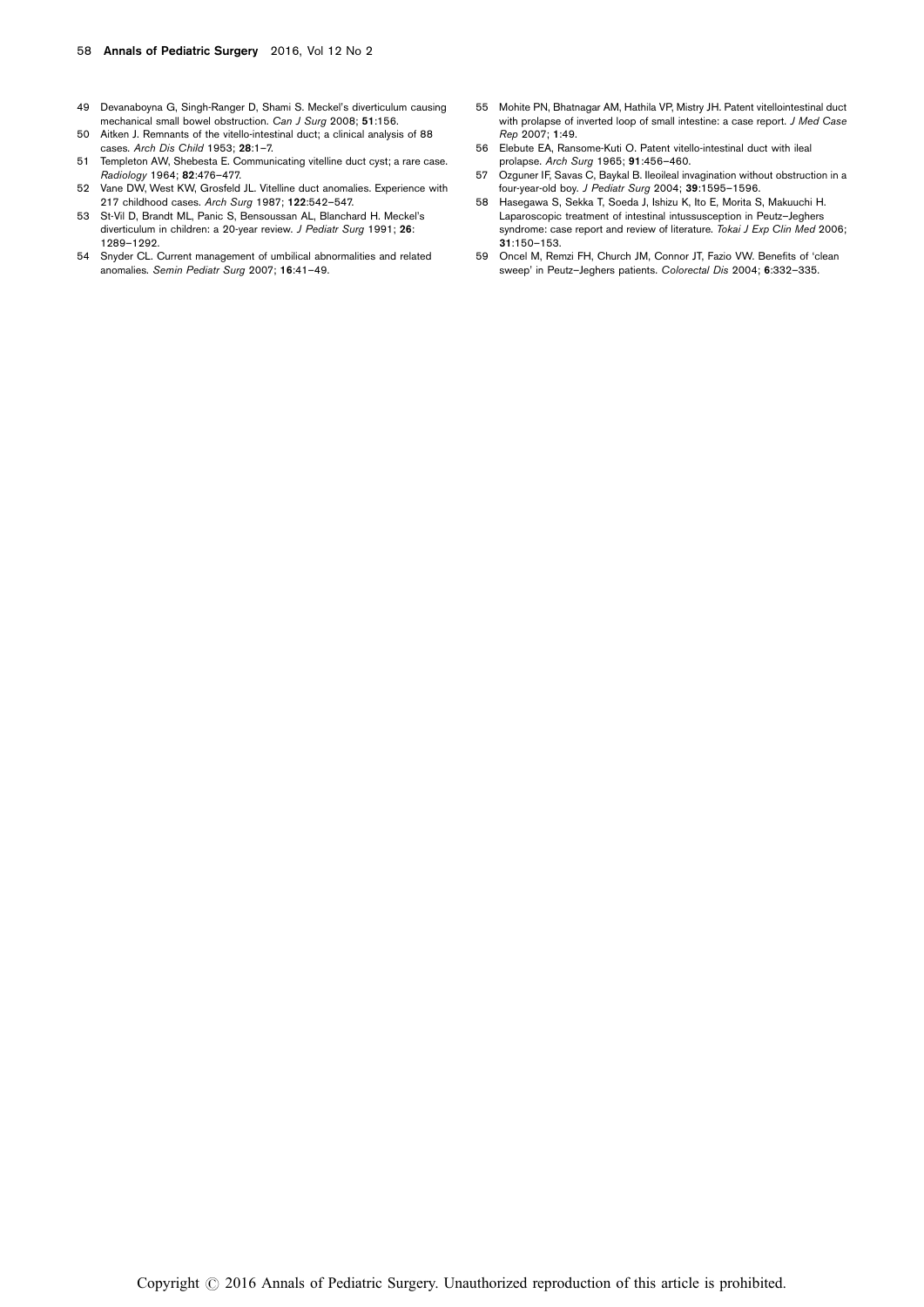49 Devanaboyna G, Singh-Ranger D, Shami S. Meckel's diverticulum causing mechanical small bowel obstruction. *Can J Surg* 2008; **51**:156.

50 Aitken J. Remnants of the vitello-intestinal duct; a clinical analysis of 88 cases. *Arch Dis Child* 1953; **28**:1–7.

51 Templeton AW, Shebesta E. Communicating vitelline duct cyst; a rare case. *Radiology* 1964; **82**:476–477.

52 Vane DW, West KW, Grosfeld JL. Vitelline duct anomalies. Experience with 217 childhood cases. *Arch Surg* 1987; **122**:542–547.

53 St-Vil D, Brandt ML, Panic S, Bensoussan AL, Blanchard H. Meckel's diverticulum in children: a 20-year review. *J Pediatr Surg* 1991; **26**: 1289–1292.

54 Snyder CL. Current management of umbilical abnormalities and related anomalies. *Semin Pediatr Surg* 2007; **16**:41–49.

55 Mohite PN, Bhatnagar AM, Hathila VP, Mistry JH. Patent vitellointestinal duct with prolapse of inverted loop of small intestine: a case report. *J Med Case Rep* 2007; **1**:49.

56 Elebute EA, Ransome-Kuti O. Patent vitello-intestinal duct with ileal prolapse. *Arch Surg* 1965; **91**:456–460.

57 Ozguner IF, Savas C, Baykal B. Ileoileal invagination without obstruction in a four-year-old boy. *J Pediatr Surg* 2004; **39**:1595–1596.

58 Hasegawa S, Sekka T, Soeda J, Ishizu K, Ito E, Morita S, Makuuchi H. Laparoscopic treatment of intestinal intussusception in Peutz–Jeghers syndrome: case report and review of literature. *Tokai J Exp Clin Med* 2006; **31**:150–153.

59 Oncel M, Remzi FH, Church JM, Connor JT, Fazio VW. Benefits of 'clean sweep' in Peutz–Jeghers patients. *Colorectal Dis* 2004; **6**:332–335.

Copyright © 2016 Annals of Pediatric Surgery. Unauthorized reproduction of this article is prohibited.